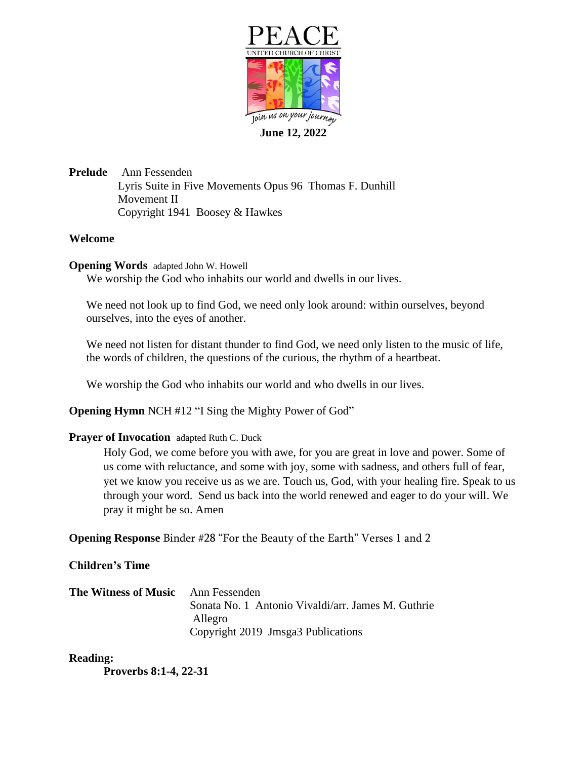PEACE

UNITED CHURCH OF CHRIST

Join us on your journey

**June 12, 2022**

**Prelude** Ann Fessenden
Lyris Suite in Five Movements Opus 96 Thomas F. Dunhill
Movement II
Copyright 1941 Boosey & Hawkes

**Welcome**

**Opening Words** adapted John W. Howell

We worship the God who inhabits our world and dwells in our lives.

We need not look up to find God, we need only look around: within ourselves, beyond ourselves, into the eyes of another.

We need not listen for distant thunder to find God, we need only listen to the music of life, the words of children, the questions of the curious, the rhythm of a heartbeat.

We worship the God who inhabits our world and who dwells in our lives.

**Opening Hymn** NCH #12 "I Sing the Mighty Power of God"

**Prayer of Invocation** adapted Ruth C. Duck

Holy God, we come before you with awe, for you are great in love and power. Some of us come with reluctance, and some with joy, some with sadness, and others full of fear, yet we know you receive us as we are. Touch us, God, with your healing fire. Speak to us through your word. Send us back into the world renewed and eager to do your will. We pray it might be so. Amen

**Opening Response** Binder #28 "For the Beauty of the Earth" Verses 1 and 2

**Children's Time**

**The Witness of Music** Ann Fessenden
Sonata No. 1 Antonio Vivaldi/arr. James M. Guthrie
Allegro
Copyright 2019 Jmsga3 Publications

**Reading:**

**Proverbs 8:1-4, 22-31**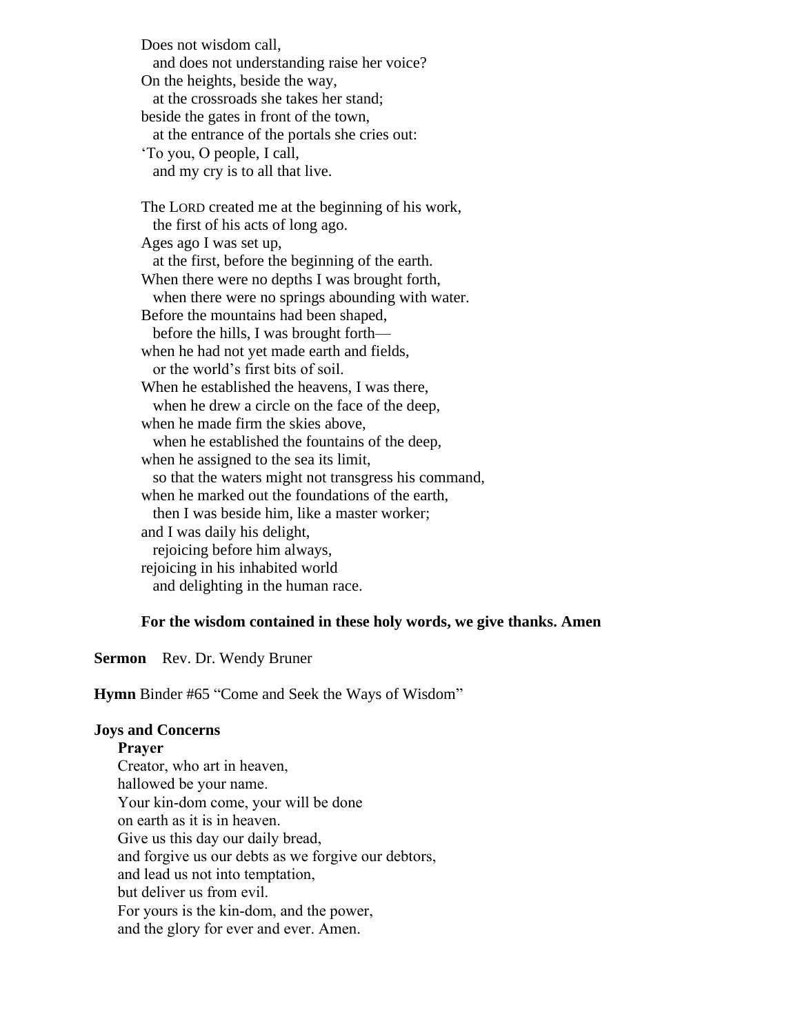Does not wisdom call,
  and does not understanding raise her voice?
On the heights, beside the way,
  at the crossroads she takes her stand;
beside the gates in front of the town,
  at the entrance of the portals she cries out:
'To you, O people, I call,
  and my cry is to all that live.

The LORD created me at the beginning of his work,
  the first of his acts of long ago.
Ages ago I was set up,
  at the first, before the beginning of the earth.
When there were no depths I was brought forth,
  when there were no springs abounding with water.
Before the mountains had been shaped,
  before the hills, I was brought forth—
when he had not yet made earth and fields,
  or the world's first bits of soil.
When he established the heavens, I was there,
  when he drew a circle on the face of the deep,
when he made firm the skies above,
  when he established the fountains of the deep,
when he assigned to the sea its limit,
  so that the waters might not transgress his command,
when he marked out the foundations of the earth,
  then I was beside him, like a master worker;
and I was daily his delight,
  rejoicing before him always,
rejoicing in his inhabited world
  and delighting in the human race.

**For the wisdom contained in these holy words, we give thanks. Amen**

**Sermon** Rev. Dr. Wendy Bruner

**Hymn** Binder #65 "Come and Seek the Ways of Wisdom"

**Joys and Concerns**

**Prayer**

Creator, who art in heaven,
hallowed be your name.
Your kin-dom come, your will be done
on earth as it is in heaven.
Give us this day our daily bread,
and forgive us our debts as we forgive our debtors,
and lead us not into temptation,
but deliver us from evil.
For yours is the kin-dom, and the power,
and the glory for ever and ever. Amen.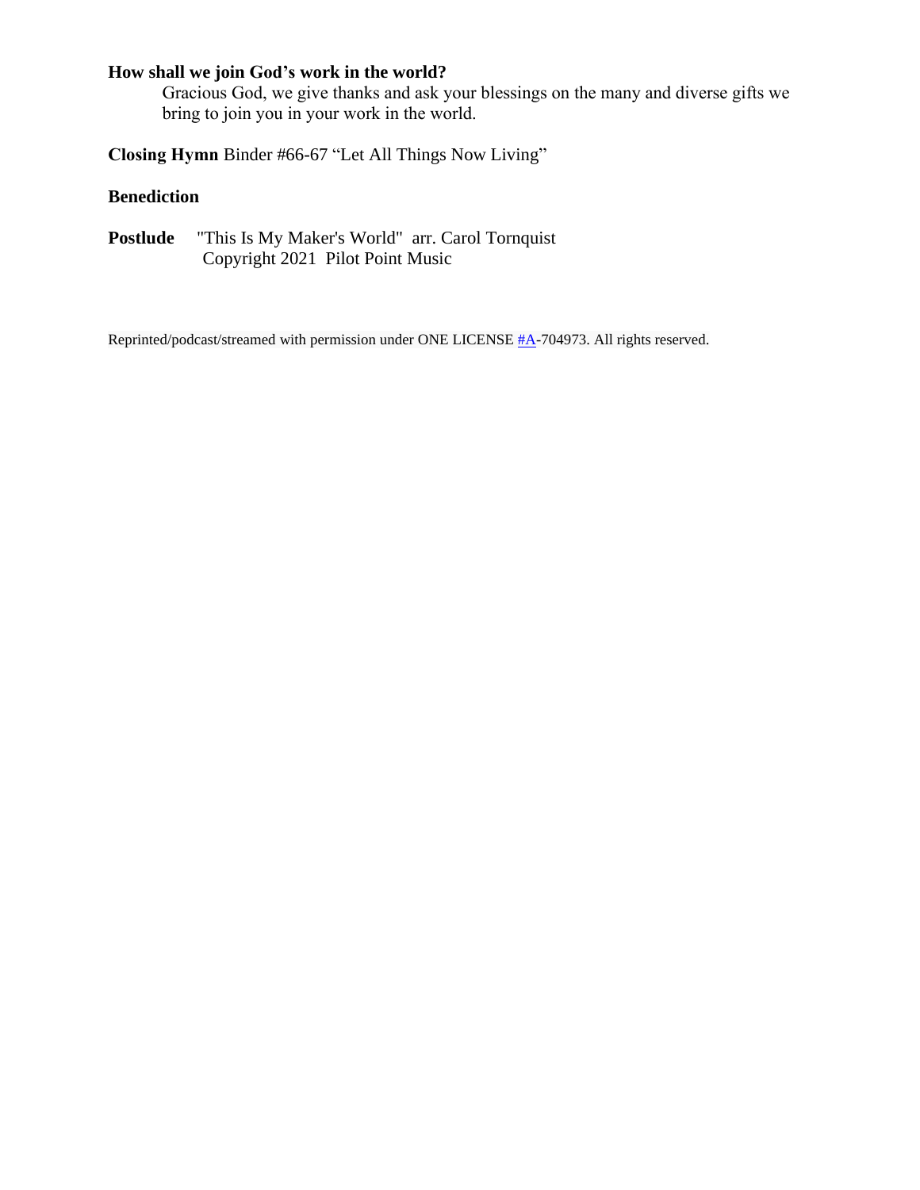**How shall we join God's work in the world?**

Gracious God, we give thanks and ask your blessings on the many and diverse gifts we bring to join you in your work in the world.

**Closing Hymn** Binder #66-67 "Let All Things Now Living"

**Benediction**

**Postlude** "This Is My Maker's World" arr. Carol Tornquist
Copyright 2021 Pilot Point Music

Reprinted/podcast/streamed with permission under ONE LICENSE #A-704973. All rights reserved.